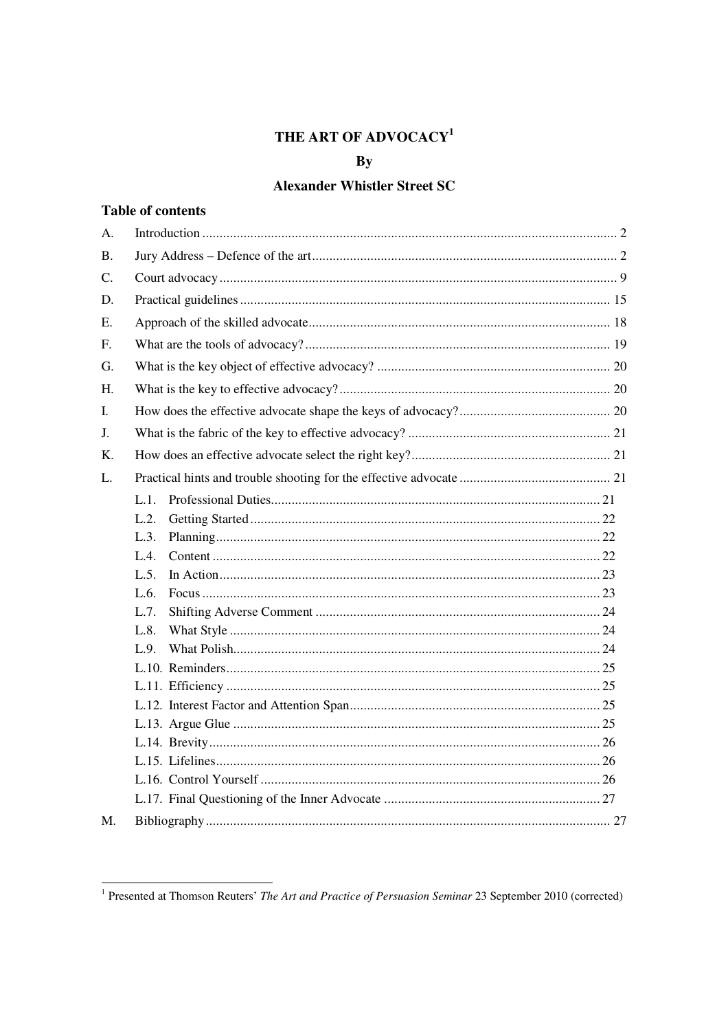# THE ART OF ADVOCACY[1]

**By**

**Alexander Whistler Street SC**

## Table of contents

A. Introduction ..... 2

B. Jury Address – Defence of the art ..... 2

C. Court advocacy ..... 9

D. Practical guidelines ..... 15

E. Approach of the skilled advocate ..... 18

F. What are the tools of advocacy? ..... 19

G. What is the key object of effective advocacy? ..... 20

H. What is the key to effective advocacy? ..... 20

I. How does the effective advocate shape the keys of advocacy? ..... 20

J. What is the fabric of the key to effective advocacy? ..... 21

K. How does an effective advocate select the right key? ..... 21

L. Practical hints and trouble shooting for the effective advocate ..... 21

- L.1. Professional Duties ..... 21
- L.2. Getting Started ..... 22
- L.3. Planning ..... 22
- L.4. Content ..... 22
- L.5. In Action ..... 23
- L.6. Focus ..... 23
- L.7. Shifting Adverse Comment ..... 24
- L.8. What Style ..... 24
- L.9. What Polish ..... 24
- L.10. Reminders ..... 25
- L.11. Efficiency ..... 25
- L.12. Interest Factor and Attention Span ..... 25
- L.13. Argue Glue ..... 25
- L.14. Brevity ..... 26
- L.15. Lifelines ..... 26
- L.16. Control Yourself ..... 26
- L.17. Final Questioning of the Inner Advocate ..... 27

M. Bibliography ..... 27

---

[1] Presented at Thomson Reuters' *The Art and Practice of Persuasion Seminar* 23 September 2010 (corrected)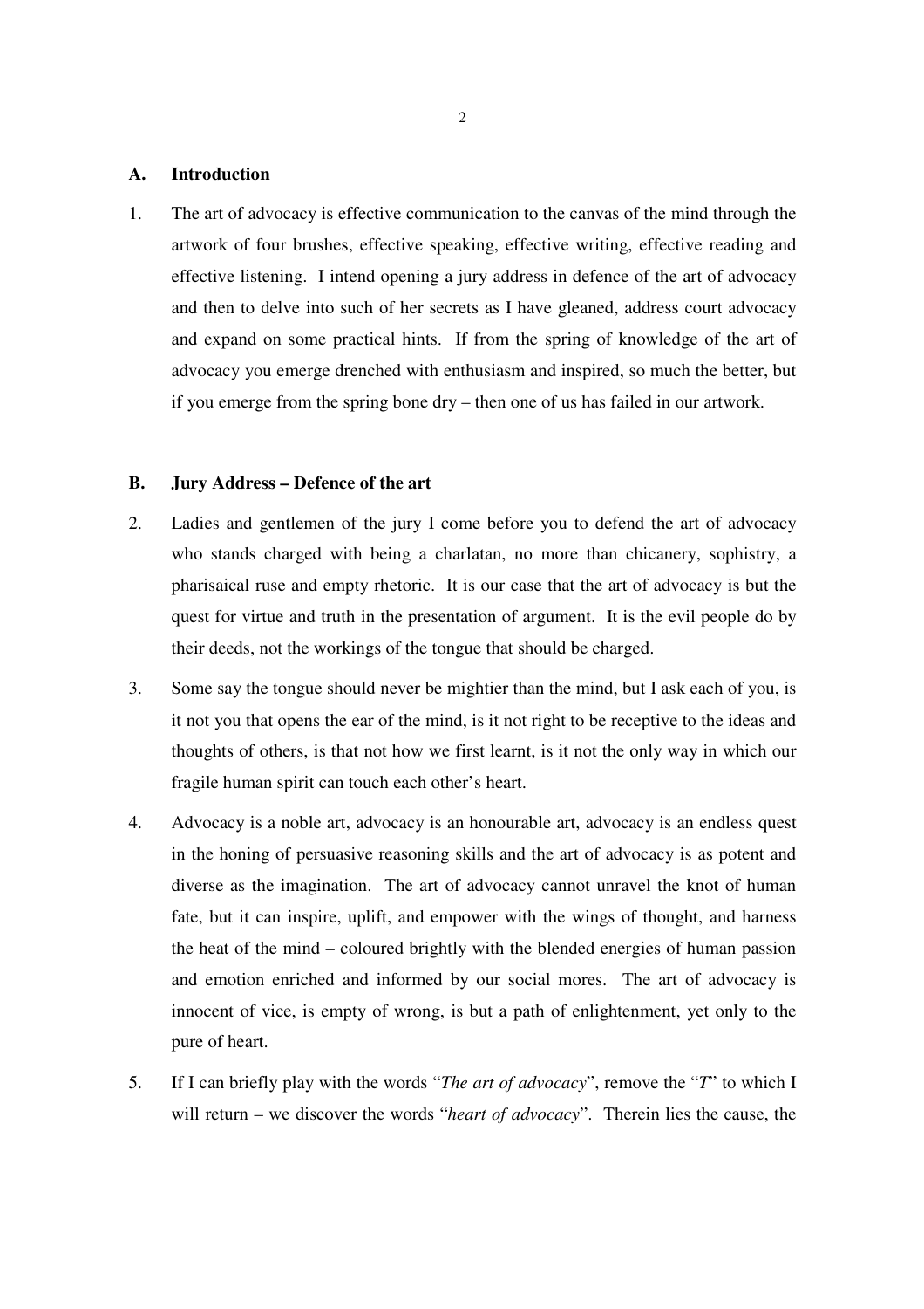## A. Introduction

1. The art of advocacy is effective communication to the canvas of the mind through the artwork of four brushes, effective speaking, effective writing, effective reading and effective listening. I intend opening a jury address in defence of the art of advocacy and then to delve into such of her secrets as I have gleaned, address court advocacy and expand on some practical hints. If from the spring of knowledge of the art of advocacy you emerge drenched with enthusiasm and inspired, so much the better, but if you emerge from the spring bone dry – then one of us has failed in our artwork.

## B. Jury Address – Defence of the art

2. Ladies and gentlemen of the jury I come before you to defend the art of advocacy who stands charged with being a charlatan, no more than chicanery, sophistry, a pharisaical ruse and empty rhetoric. It is our case that the art of advocacy is but the quest for virtue and truth in the presentation of argument. It is the evil people do by their deeds, not the workings of the tongue that should be charged.

3. Some say the tongue should never be mightier than the mind, but I ask each of you, is it not you that opens the ear of the mind, is it not right to be receptive to the ideas and thoughts of others, is that not how we first learnt, is it not the only way in which our fragile human spirit can touch each other's heart.

4. Advocacy is a noble art, advocacy is an honourable art, advocacy is an endless quest in the honing of persuasive reasoning skills and the art of advocacy is as potent and diverse as the imagination. The art of advocacy cannot unravel the knot of human fate, but it can inspire, uplift, and empower with the wings of thought, and harness the heat of the mind – coloured brightly with the blended energies of human passion and emotion enriched and informed by our social mores. The art of advocacy is innocent of vice, is empty of wrong, is but a path of enlightenment, yet only to the pure of heart.

5. If I can briefly play with the words "*The art of advocacy*", remove the "*T*" to which I will return – we discover the words "*heart of advocacy*". Therein lies the cause, the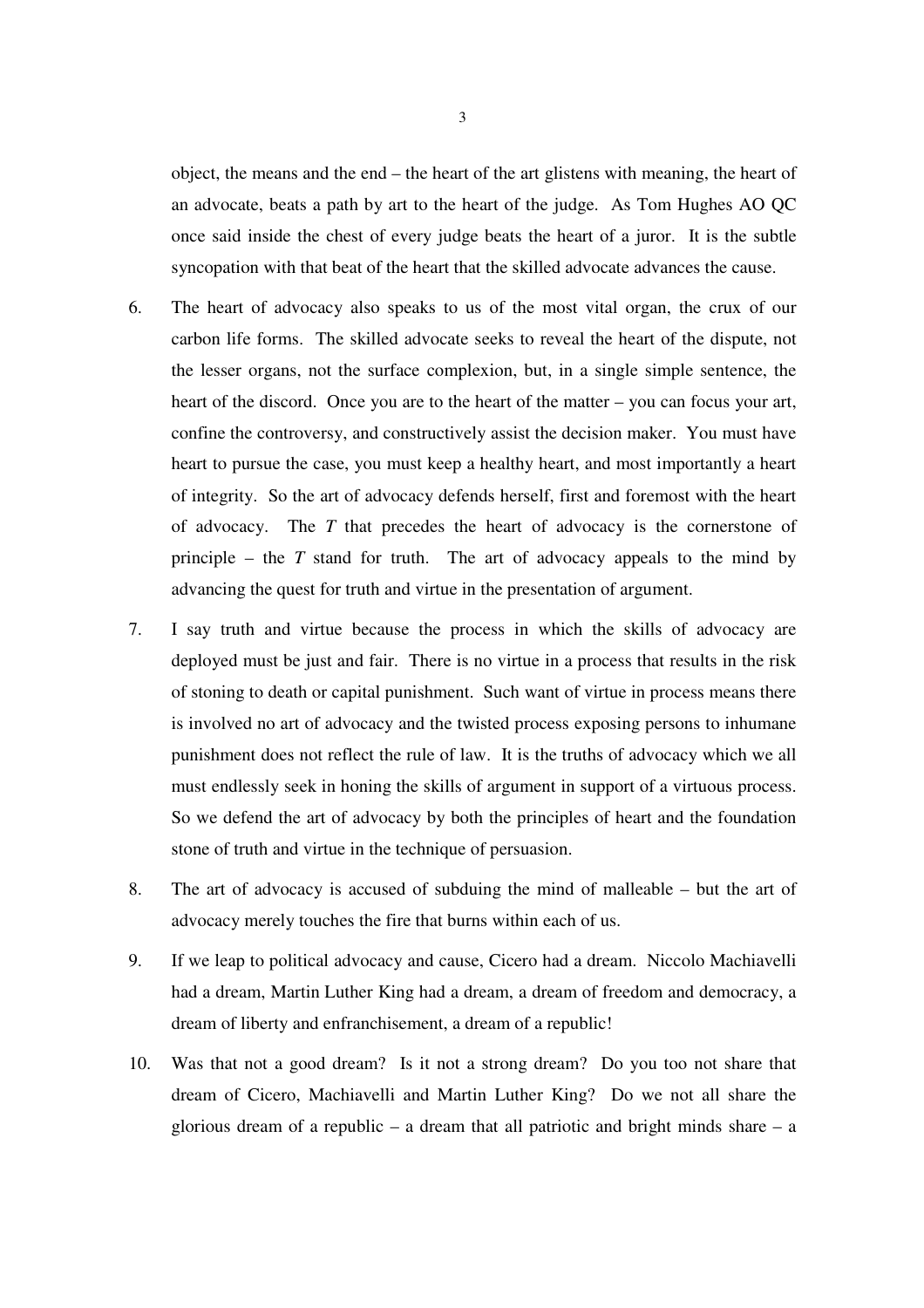object, the means and the end – the heart of the art glistens with meaning, the heart of an advocate, beats a path by art to the heart of the judge. As Tom Hughes AO QC once said inside the chest of every judge beats the heart of a juror. It is the subtle syncopation with that beat of the heart that the skilled advocate advances the cause.

6. The heart of advocacy also speaks to us of the most vital organ, the crux of our carbon life forms. The skilled advocate seeks to reveal the heart of the dispute, not the lesser organs, not the surface complexion, but, in a single simple sentence, the heart of the discord. Once you are to the heart of the matter – you can focus your art, confine the controversy, and constructively assist the decision maker. You must have heart to pursue the case, you must keep a healthy heart, and most importantly a heart of integrity. So the art of advocacy defends herself, first and foremost with the heart of advocacy. The *T* that precedes the heart of advocacy is the cornerstone of principle – the *T* stand for truth. The art of advocacy appeals to the mind by advancing the quest for truth and virtue in the presentation of argument.

7. I say truth and virtue because the process in which the skills of advocacy are deployed must be just and fair. There is no virtue in a process that results in the risk of stoning to death or capital punishment. Such want of virtue in process means there is involved no art of advocacy and the twisted process exposing persons to inhumane punishment does not reflect the rule of law. It is the truths of advocacy which we all must endlessly seek in honing the skills of argument in support of a virtuous process. So we defend the art of advocacy by both the principles of heart and the foundation stone of truth and virtue in the technique of persuasion.

8. The art of advocacy is accused of subduing the mind of malleable – but the art of advocacy merely touches the fire that burns within each of us.

9. If we leap to political advocacy and cause, Cicero had a dream. Niccolo Machiavelli had a dream, Martin Luther King had a dream, a dream of freedom and democracy, a dream of liberty and enfranchisement, a dream of a republic!

10. Was that not a good dream? Is it not a strong dream? Do you too not share that dream of Cicero, Machiavelli and Martin Luther King? Do we not all share the glorious dream of a republic – a dream that all patriotic and bright minds share – a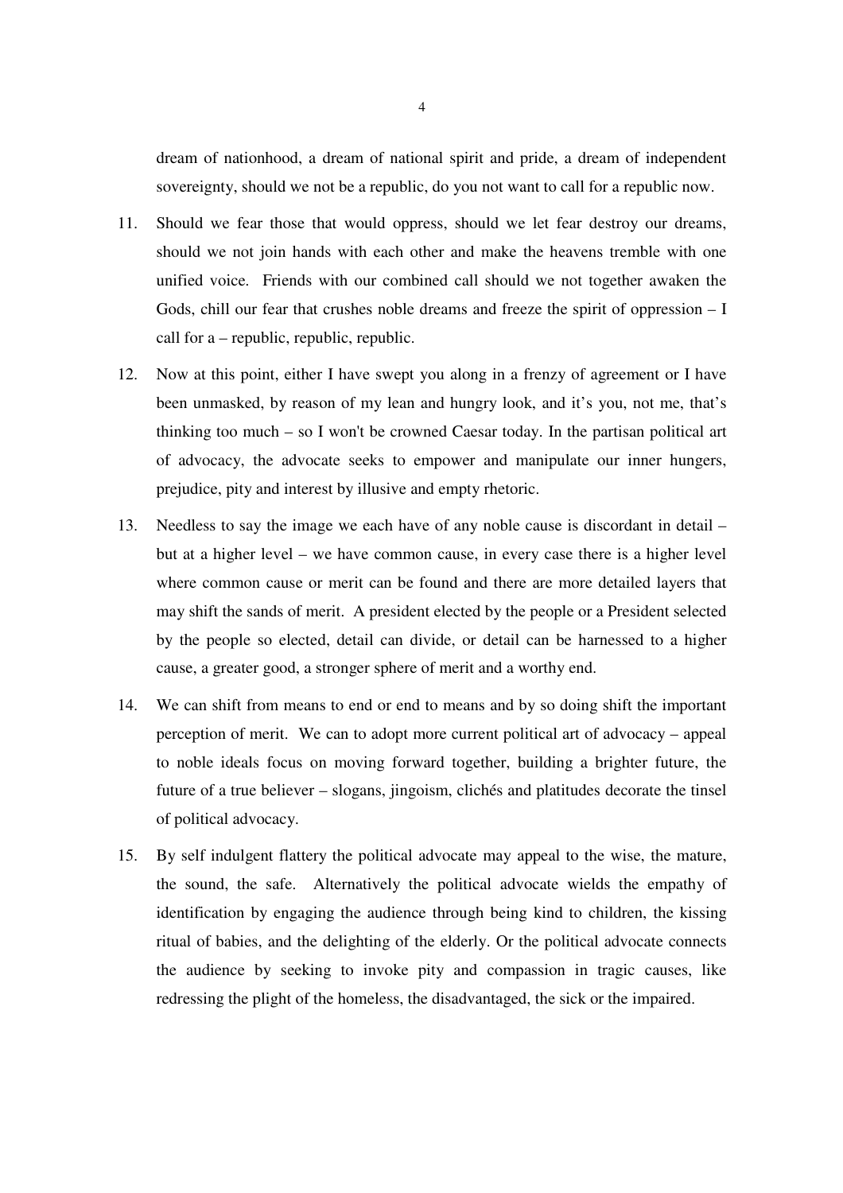dream of nationhood, a dream of national spirit and pride, a dream of independent sovereignty, should we not be a republic, do you not want to call for a republic now.

11. Should we fear those that would oppress, should we let fear destroy our dreams, should we not join hands with each other and make the heavens tremble with one unified voice. Friends with our combined call should we not together awaken the Gods, chill our fear that crushes noble dreams and freeze the spirit of oppression – I call for a – republic, republic, republic.

12. Now at this point, either I have swept you along in a frenzy of agreement or I have been unmasked, by reason of my lean and hungry look, and it's you, not me, that's thinking too much – so I won't be crowned Caesar today. In the partisan political art of advocacy, the advocate seeks to empower and manipulate our inner hungers, prejudice, pity and interest by illusive and empty rhetoric.

13. Needless to say the image we each have of any noble cause is discordant in detail – but at a higher level – we have common cause, in every case there is a higher level where common cause or merit can be found and there are more detailed layers that may shift the sands of merit. A president elected by the people or a President selected by the people so elected, detail can divide, or detail can be harnessed to a higher cause, a greater good, a stronger sphere of merit and a worthy end.

14. We can shift from means to end or end to means and by so doing shift the important perception of merit. We can to adopt more current political art of advocacy – appeal to noble ideals focus on moving forward together, building a brighter future, the future of a true believer – slogans, jingoism, clichés and platitudes decorate the tinsel of political advocacy.

15. By self indulgent flattery the political advocate may appeal to the wise, the mature, the sound, the safe. Alternatively the political advocate wields the empathy of identification by engaging the audience through being kind to children, the kissing ritual of babies, and the delighting of the elderly. Or the political advocate connects the audience by seeking to invoke pity and compassion in tragic causes, like redressing the plight of the homeless, the disadvantaged, the sick or the impaired.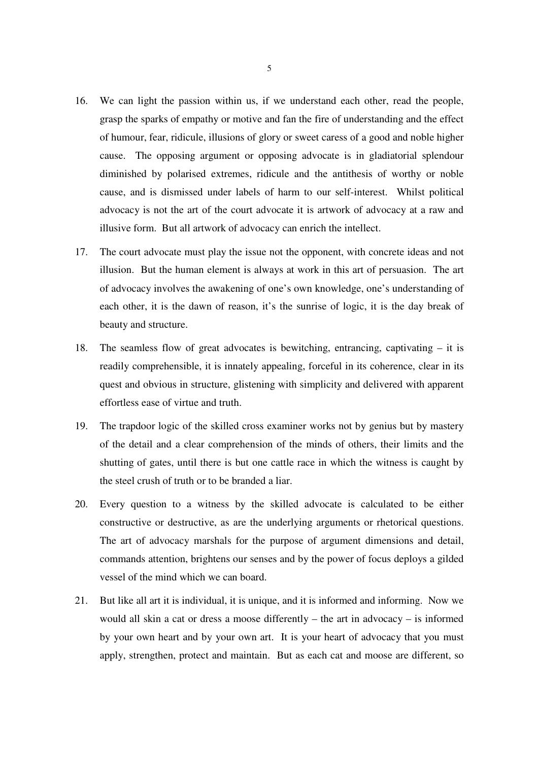16. We can light the passion within us, if we understand each other, read the people, grasp the sparks of empathy or motive and fan the fire of understanding and the effect of humour, fear, ridicule, illusions of glory or sweet caress of a good and noble higher cause. The opposing argument or opposing advocate is in gladiatorial splendour diminished by polarised extremes, ridicule and the antithesis of worthy or noble cause, and is dismissed under labels of harm to our self-interest. Whilst political advocacy is not the art of the court advocate it is artwork of advocacy at a raw and illusive form. But all artwork of advocacy can enrich the intellect.

17. The court advocate must play the issue not the opponent, with concrete ideas and not illusion. But the human element is always at work in this art of persuasion. The art of advocacy involves the awakening of one's own knowledge, one's understanding of each other, it is the dawn of reason, it's the sunrise of logic, it is the day break of beauty and structure.

18. The seamless flow of great advocates is bewitching, entrancing, captivating – it is readily comprehensible, it is innately appealing, forceful in its coherence, clear in its quest and obvious in structure, glistening with simplicity and delivered with apparent effortless ease of virtue and truth.

19. The trapdoor logic of the skilled cross examiner works not by genius but by mastery of the detail and a clear comprehension of the minds of others, their limits and the shutting of gates, until there is but one cattle race in which the witness is caught by the steel crush of truth or to be branded a liar.

20. Every question to a witness by the skilled advocate is calculated to be either constructive or destructive, as are the underlying arguments or rhetorical questions. The art of advocacy marshals for the purpose of argument dimensions and detail, commands attention, brightens our senses and by the power of focus deploys a gilded vessel of the mind which we can board.

21. But like all art it is individual, it is unique, and it is informed and informing. Now we would all skin a cat or dress a moose differently – the art in advocacy – is informed by your own heart and by your own art. It is your heart of advocacy that you must apply, strengthen, protect and maintain. But as each cat and moose are different, so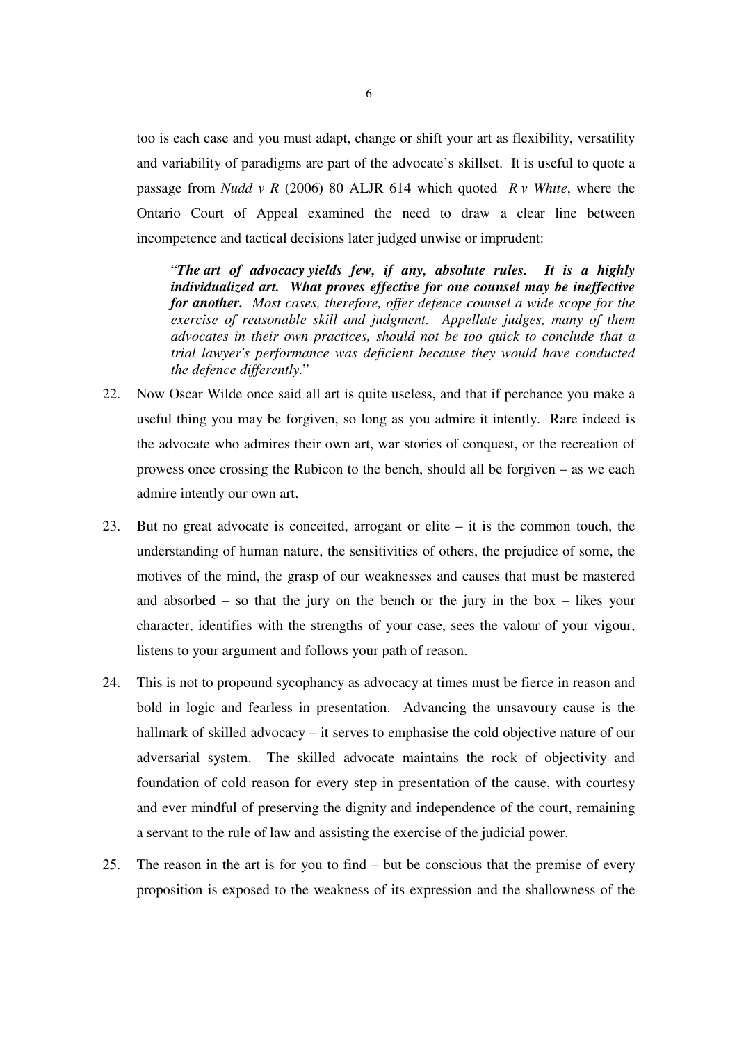too is each case and you must adapt, change or shift your art as flexibility, versatility and variability of paradigms are part of the advocate's skillset. It is useful to quote a passage from *Nudd v R* (2006) 80 ALJR 614 which quoted *R v White*, where the Ontario Court of Appeal examined the need to draw a clear line between incompetence and tactical decisions later judged unwise or imprudent:

> "***The art of advocacy yields few, if any, absolute rules. It is a highly individualized art. What proves effective for one counsel may be ineffective for another.*** *Most cases, therefore, offer defence counsel a wide scope for the exercise of reasonable skill and judgment. Appellate judges, many of them advocates in their own practices, should not be too quick to conclude that a trial lawyer's performance was deficient because they would have conducted the defence differently.*"

22. Now Oscar Wilde once said all art is quite useless, and that if perchance you make a useful thing you may be forgiven, so long as you admire it intently. Rare indeed is the advocate who admires their own art, war stories of conquest, or the recreation of prowess once crossing the Rubicon to the bench, should all be forgiven – as we each admire intently our own art.

23. But no great advocate is conceited, arrogant or elite – it is the common touch, the understanding of human nature, the sensitivities of others, the prejudice of some, the motives of the mind, the grasp of our weaknesses and causes that must be mastered and absorbed – so that the jury on the bench or the jury in the box – likes your character, identifies with the strengths of your case, sees the valour of your vigour, listens to your argument and follows your path of reason.

24. This is not to propound sycophancy as advocacy at times must be fierce in reason and bold in logic and fearless in presentation. Advancing the unsavoury cause is the hallmark of skilled advocacy – it serves to emphasise the cold objective nature of our adversarial system. The skilled advocate maintains the rock of objectivity and foundation of cold reason for every step in presentation of the cause, with courtesy and ever mindful of preserving the dignity and independence of the court, remaining a servant to the rule of law and assisting the exercise of the judicial power.

25. The reason in the art is for you to find – but be conscious that the premise of every proposition is exposed to the weakness of its expression and the shallowness of the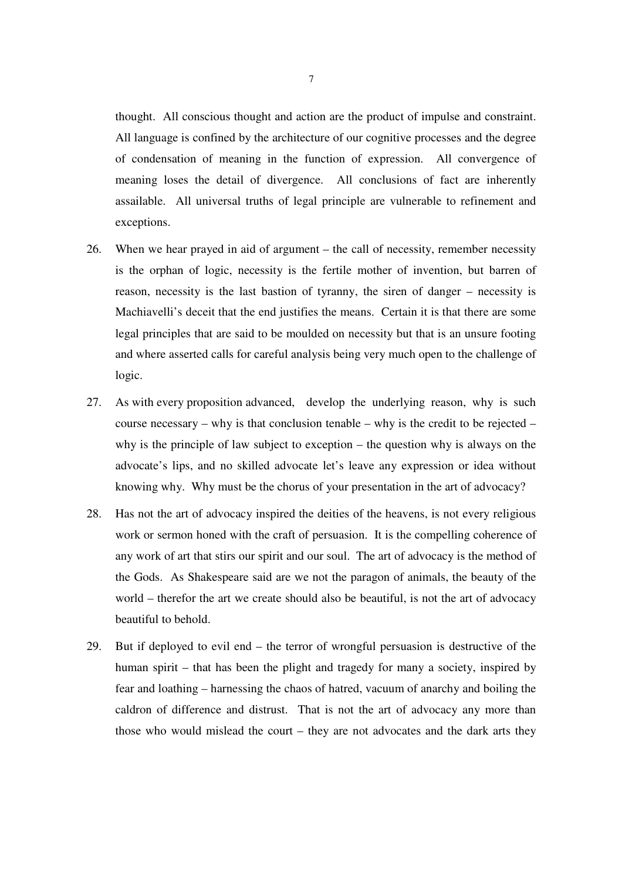thought. All conscious thought and action are the product of impulse and constraint. All language is confined by the architecture of our cognitive processes and the degree of condensation of meaning in the function of expression. All convergence of meaning loses the detail of divergence. All conclusions of fact are inherently assailable. All universal truths of legal principle are vulnerable to refinement and exceptions.

26. When we hear prayed in aid of argument – the call of necessity, remember necessity is the orphan of logic, necessity is the fertile mother of invention, but barren of reason, necessity is the last bastion of tyranny, the siren of danger – necessity is Machiavelli's deceit that the end justifies the means. Certain it is that there are some legal principles that are said to be moulded on necessity but that is an unsure footing and where asserted calls for careful analysis being very much open to the challenge of logic.

27. As with every proposition advanced, develop the underlying reason, why is such course necessary – why is that conclusion tenable – why is the credit to be rejected – why is the principle of law subject to exception – the question why is always on the advocate's lips, and no skilled advocate let's leave any expression or idea without knowing why. Why must be the chorus of your presentation in the art of advocacy?

28. Has not the art of advocacy inspired the deities of the heavens, is not every religious work or sermon honed with the craft of persuasion. It is the compelling coherence of any work of art that stirs our spirit and our soul. The art of advocacy is the method of the Gods. As Shakespeare said are we not the paragon of animals, the beauty of the world – therefor the art we create should also be beautiful, is not the art of advocacy beautiful to behold.

29. But if deployed to evil end – the terror of wrongful persuasion is destructive of the human spirit – that has been the plight and tragedy for many a society, inspired by fear and loathing – harnessing the chaos of hatred, vacuum of anarchy and boiling the caldron of difference and distrust. That is not the art of advocacy any more than those who would mislead the court – they are not advocates and the dark arts they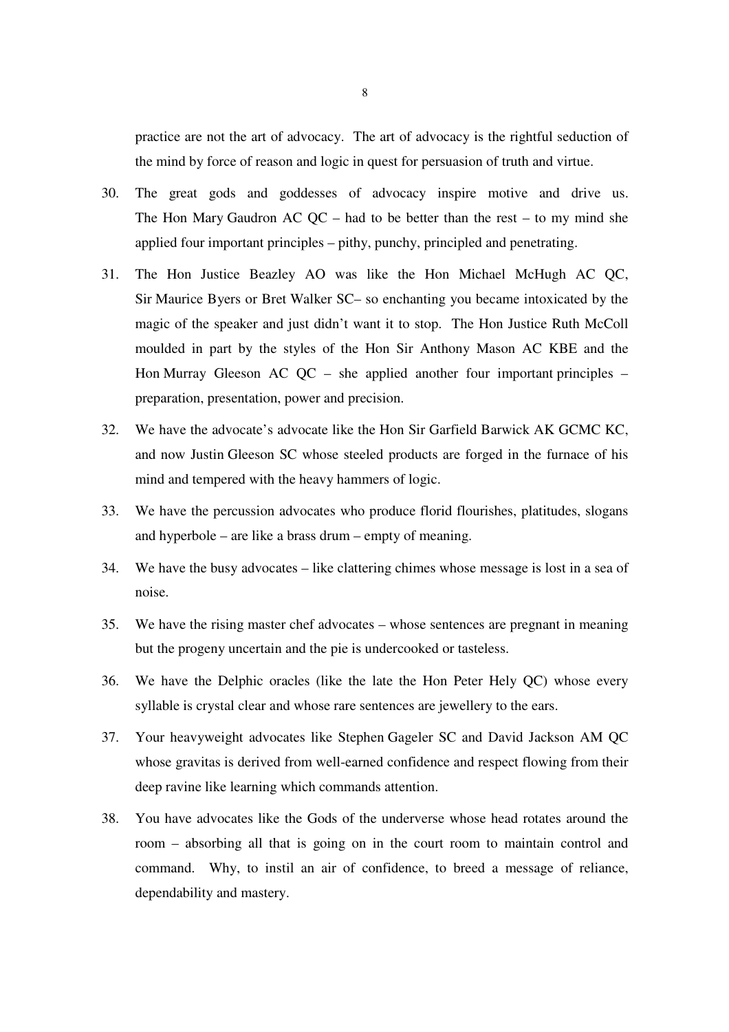practice are not the art of advocacy. The art of advocacy is the rightful seduction of the mind by force of reason and logic in quest for persuasion of truth and virtue.

30. The great gods and goddesses of advocacy inspire motive and drive us. The Hon Mary Gaudron AC QC – had to be better than the rest – to my mind she applied four important principles – pithy, punchy, principled and penetrating.

31. The Hon Justice Beazley AO was like the Hon Michael McHugh AC QC, Sir Maurice Byers or Bret Walker SC– so enchanting you became intoxicated by the magic of the speaker and just didn't want it to stop. The Hon Justice Ruth McColl moulded in part by the styles of the Hon Sir Anthony Mason AC KBE and the Hon Murray Gleeson AC QC – she applied another four important principles – preparation, presentation, power and precision.

32. We have the advocate's advocate like the Hon Sir Garfield Barwick AK GCMC KC, and now Justin Gleeson SC whose steeled products are forged in the furnace of his mind and tempered with the heavy hammers of logic.

33. We have the percussion advocates who produce florid flourishes, platitudes, slogans and hyperbole – are like a brass drum – empty of meaning.

34. We have the busy advocates – like clattering chimes whose message is lost in a sea of noise.

35. We have the rising master chef advocates – whose sentences are pregnant in meaning but the progeny uncertain and the pie is undercooked or tasteless.

36. We have the Delphic oracles (like the late the Hon Peter Hely QC) whose every syllable is crystal clear and whose rare sentences are jewellery to the ears.

37. Your heavyweight advocates like Stephen Gageler SC and David Jackson AM QC whose gravitas is derived from well-earned confidence and respect flowing from their deep ravine like learning which commands attention.

38. You have advocates like the Gods of the underverse whose head rotates around the room – absorbing all that is going on in the court room to maintain control and command. Why, to instil an air of confidence, to breed a message of reliance, dependability and mastery.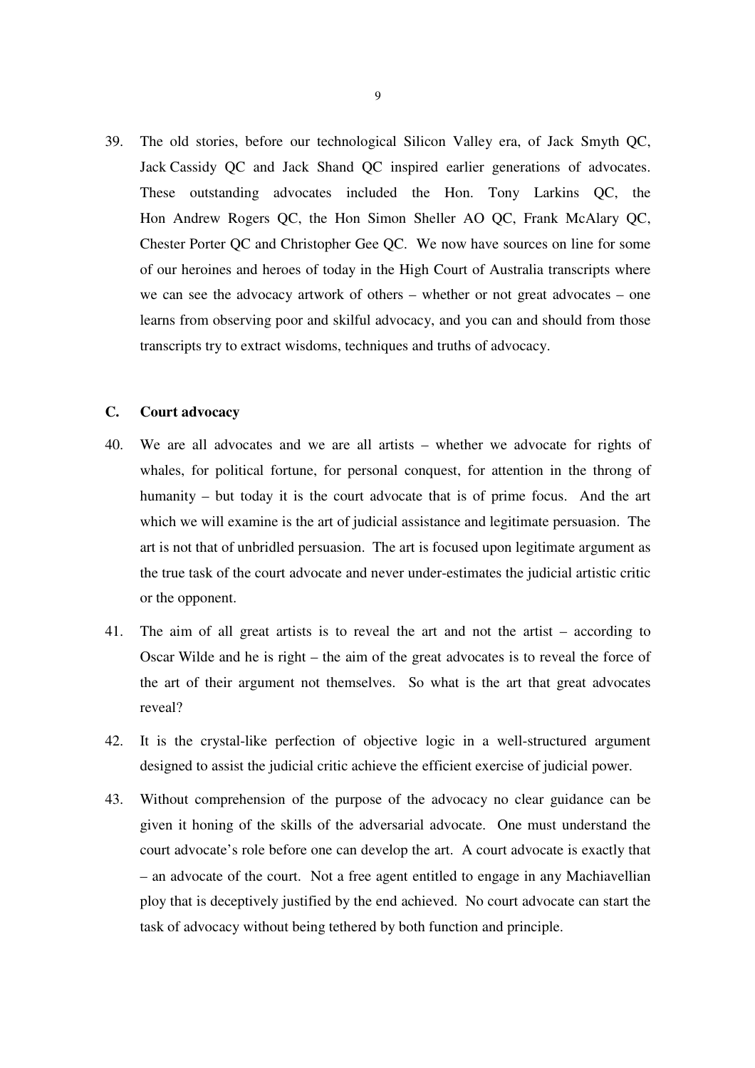39. The old stories, before our technological Silicon Valley era, of Jack Smyth QC, Jack Cassidy QC and Jack Shand QC inspired earlier generations of advocates. These outstanding advocates included the Hon. Tony Larkins QC, the Hon Andrew Rogers QC, the Hon Simon Sheller AO QC, Frank McAlary QC, Chester Porter QC and Christopher Gee QC. We now have sources on line for some of our heroines and heroes of today in the High Court of Australia transcripts where we can see the advocacy artwork of others – whether or not great advocates – one learns from observing poor and skilful advocacy, and you can and should from those transcripts try to extract wisdoms, techniques and truths of advocacy.

## C. Court advocacy

40. We are all advocates and we are all artists – whether we advocate for rights of whales, for political fortune, for personal conquest, for attention in the throng of humanity – but today it is the court advocate that is of prime focus. And the art which we will examine is the art of judicial assistance and legitimate persuasion. The art is not that of unbridled persuasion. The art is focused upon legitimate argument as the true task of the court advocate and never under-estimates the judicial artistic critic or the opponent.

41. The aim of all great artists is to reveal the art and not the artist – according to Oscar Wilde and he is right – the aim of the great advocates is to reveal the force of the art of their argument not themselves. So what is the art that great advocates reveal?

42. It is the crystal-like perfection of objective logic in a well-structured argument designed to assist the judicial critic achieve the efficient exercise of judicial power.

43. Without comprehension of the purpose of the advocacy no clear guidance can be given it honing of the skills of the adversarial advocate. One must understand the court advocate's role before one can develop the art. A court advocate is exactly that – an advocate of the court. Not a free agent entitled to engage in any Machiavellian ploy that is deceptively justified by the end achieved. No court advocate can start the task of advocacy without being tethered by both function and principle.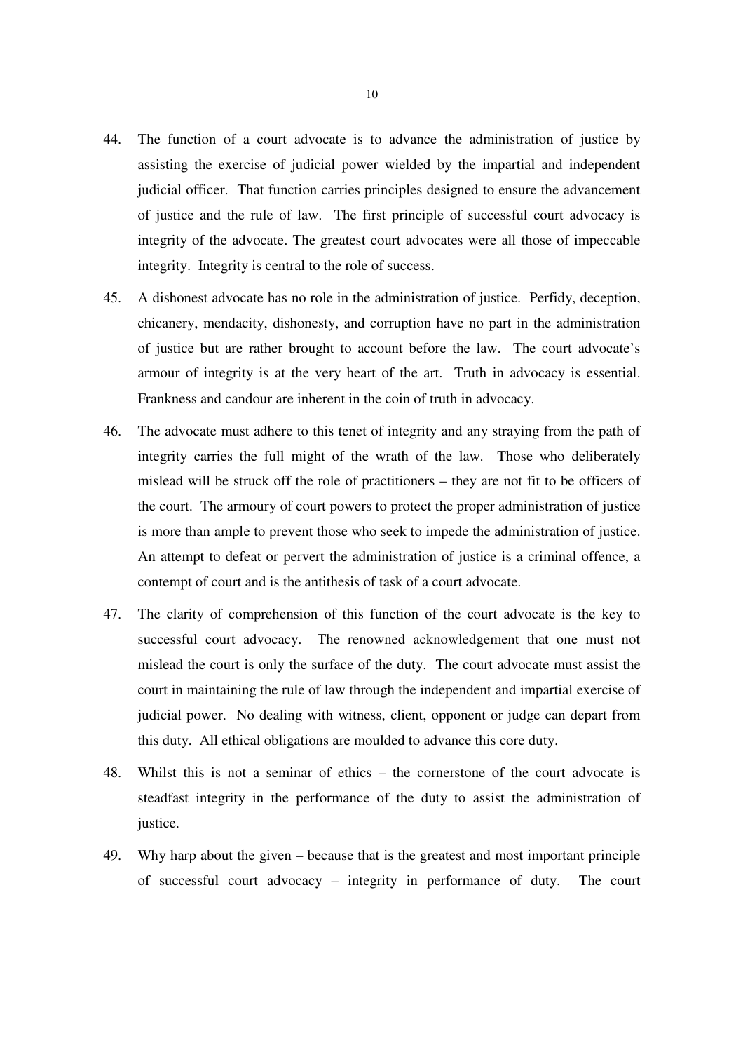44. The function of a court advocate is to advance the administration of justice by assisting the exercise of judicial power wielded by the impartial and independent judicial officer. That function carries principles designed to ensure the advancement of justice and the rule of law. The first principle of successful court advocacy is integrity of the advocate. The greatest court advocates were all those of impeccable integrity. Integrity is central to the role of success.

45. A dishonest advocate has no role in the administration of justice. Perfidy, deception, chicanery, mendacity, dishonesty, and corruption have no part in the administration of justice but are rather brought to account before the law. The court advocate's armour of integrity is at the very heart of the art. Truth in advocacy is essential. Frankness and candour are inherent in the coin of truth in advocacy.

46. The advocate must adhere to this tenet of integrity and any straying from the path of integrity carries the full might of the wrath of the law. Those who deliberately mislead will be struck off the role of practitioners – they are not fit to be officers of the court. The armoury of court powers to protect the proper administration of justice is more than ample to prevent those who seek to impede the administration of justice. An attempt to defeat or pervert the administration of justice is a criminal offence, a contempt of court and is the antithesis of task of a court advocate.

47. The clarity of comprehension of this function of the court advocate is the key to successful court advocacy. The renowned acknowledgement that one must not mislead the court is only the surface of the duty. The court advocate must assist the court in maintaining the rule of law through the independent and impartial exercise of judicial power. No dealing with witness, client, opponent or judge can depart from this duty. All ethical obligations are moulded to advance this core duty.

48. Whilst this is not a seminar of ethics – the cornerstone of the court advocate is steadfast integrity in the performance of the duty to assist the administration of justice.

49. Why harp about the given – because that is the greatest and most important principle of successful court advocacy – integrity in performance of duty. The court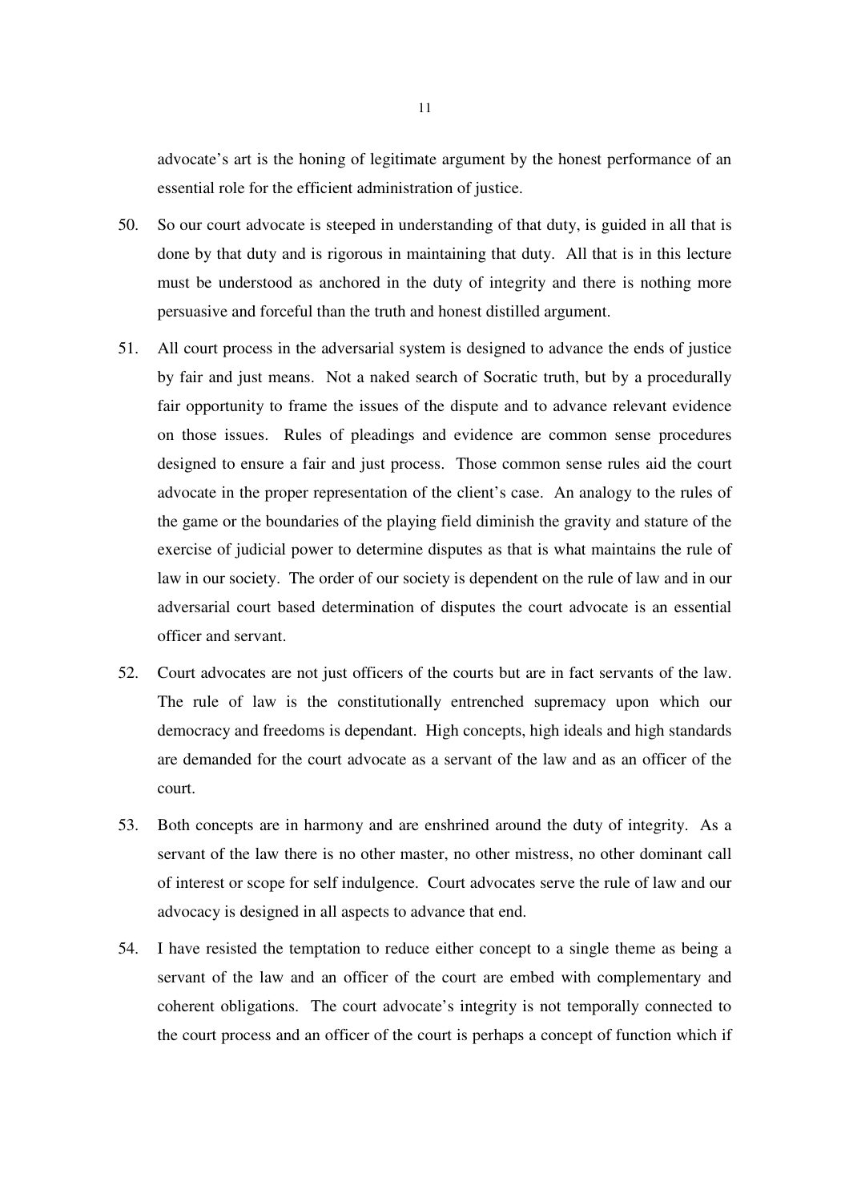advocate's art is the honing of legitimate argument by the honest performance of an essential role for the efficient administration of justice.

50. So our court advocate is steeped in understanding of that duty, is guided in all that is done by that duty and is rigorous in maintaining that duty. All that is in this lecture must be understood as anchored in the duty of integrity and there is nothing more persuasive and forceful than the truth and honest distilled argument.

51. All court process in the adversarial system is designed to advance the ends of justice by fair and just means. Not a naked search of Socratic truth, but by a procedurally fair opportunity to frame the issues of the dispute and to advance relevant evidence on those issues. Rules of pleadings and evidence are common sense procedures designed to ensure a fair and just process. Those common sense rules aid the court advocate in the proper representation of the client's case. An analogy to the rules of the game or the boundaries of the playing field diminish the gravity and stature of the exercise of judicial power to determine disputes as that is what maintains the rule of law in our society. The order of our society is dependent on the rule of law and in our adversarial court based determination of disputes the court advocate is an essential officer and servant.

52. Court advocates are not just officers of the courts but are in fact servants of the law. The rule of law is the constitutionally entrenched supremacy upon which our democracy and freedoms is dependant. High concepts, high ideals and high standards are demanded for the court advocate as a servant of the law and as an officer of the court.

53. Both concepts are in harmony and are enshrined around the duty of integrity. As a servant of the law there is no other master, no other mistress, no other dominant call of interest or scope for self indulgence. Court advocates serve the rule of law and our advocacy is designed in all aspects to advance that end.

54. I have resisted the temptation to reduce either concept to a single theme as being a servant of the law and an officer of the court are embed with complementary and coherent obligations. The court advocate's integrity is not temporally connected to the court process and an officer of the court is perhaps a concept of function which if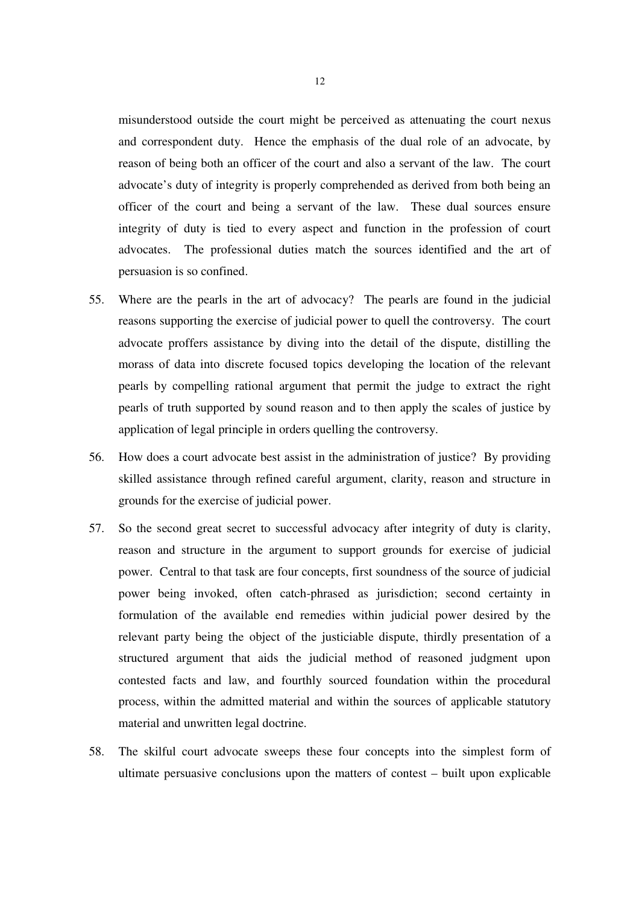misunderstood outside the court might be perceived as attenuating the court nexus and correspondent duty. Hence the emphasis of the dual role of an advocate, by reason of being both an officer of the court and also a servant of the law. The court advocate's duty of integrity is properly comprehended as derived from both being an officer of the court and being a servant of the law. These dual sources ensure integrity of duty is tied to every aspect and function in the profession of court advocates. The professional duties match the sources identified and the art of persuasion is so confined.

55. Where are the pearls in the art of advocacy? The pearls are found in the judicial reasons supporting the exercise of judicial power to quell the controversy. The court advocate proffers assistance by diving into the detail of the dispute, distilling the morass of data into discrete focused topics developing the location of the relevant pearls by compelling rational argument that permit the judge to extract the right pearls of truth supported by sound reason and to then apply the scales of justice by application of legal principle in orders quelling the controversy.

56. How does a court advocate best assist in the administration of justice? By providing skilled assistance through refined careful argument, clarity, reason and structure in grounds for the exercise of judicial power.

57. So the second great secret to successful advocacy after integrity of duty is clarity, reason and structure in the argument to support grounds for exercise of judicial power. Central to that task are four concepts, first soundness of the source of judicial power being invoked, often catch-phrased as jurisdiction; second certainty in formulation of the available end remedies within judicial power desired by the relevant party being the object of the justiciable dispute, thirdly presentation of a structured argument that aids the judicial method of reasoned judgment upon contested facts and law, and fourthly sourced foundation within the procedural process, within the admitted material and within the sources of applicable statutory material and unwritten legal doctrine.

58. The skilful court advocate sweeps these four concepts into the simplest form of ultimate persuasive conclusions upon the matters of contest – built upon explicable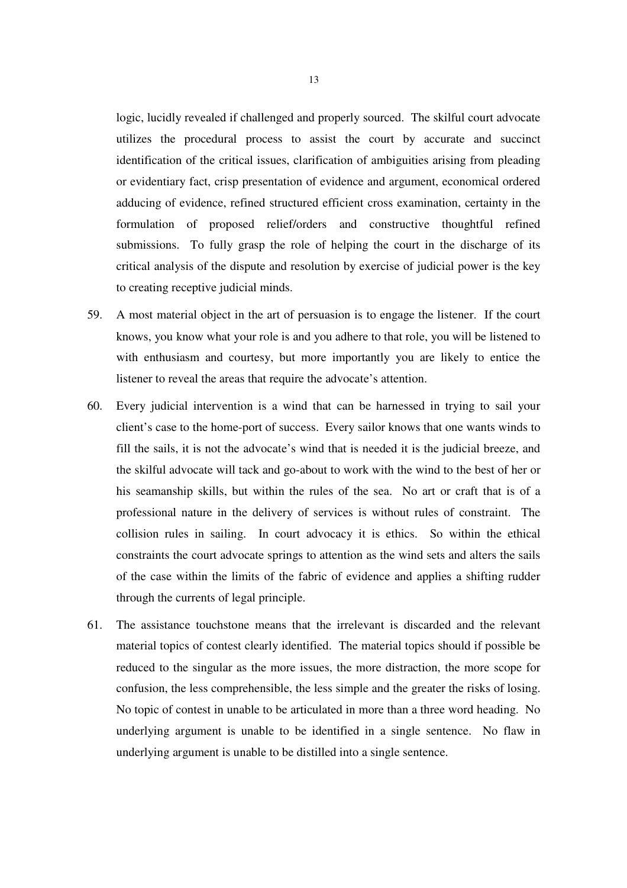logic, lucidly revealed if challenged and properly sourced. The skilful court advocate utilizes the procedural process to assist the court by accurate and succinct identification of the critical issues, clarification of ambiguities arising from pleading or evidentiary fact, crisp presentation of evidence and argument, economical ordered adducing of evidence, refined structured efficient cross examination, certainty in the formulation of proposed relief/orders and constructive thoughtful refined submissions. To fully grasp the role of helping the court in the discharge of its critical analysis of the dispute and resolution by exercise of judicial power is the key to creating receptive judicial minds.

59. A most material object in the art of persuasion is to engage the listener. If the court knows, you know what your role is and you adhere to that role, you will be listened to with enthusiasm and courtesy, but more importantly you are likely to entice the listener to reveal the areas that require the advocate's attention.

60. Every judicial intervention is a wind that can be harnessed in trying to sail your client's case to the home-port of success. Every sailor knows that one wants winds to fill the sails, it is not the advocate's wind that is needed it is the judicial breeze, and the skilful advocate will tack and go-about to work with the wind to the best of her or his seamanship skills, but within the rules of the sea. No art or craft that is of a professional nature in the delivery of services is without rules of constraint. The collision rules in sailing. In court advocacy it is ethics. So within the ethical constraints the court advocate springs to attention as the wind sets and alters the sails of the case within the limits of the fabric of evidence and applies a shifting rudder through the currents of legal principle.

61. The assistance touchstone means that the irrelevant is discarded and the relevant material topics of contest clearly identified. The material topics should if possible be reduced to the singular as the more issues, the more distraction, the more scope for confusion, the less comprehensible, the less simple and the greater the risks of losing. No topic of contest in unable to be articulated in more than a three word heading. No underlying argument is unable to be identified in a single sentence. No flaw in underlying argument is unable to be distilled into a single sentence.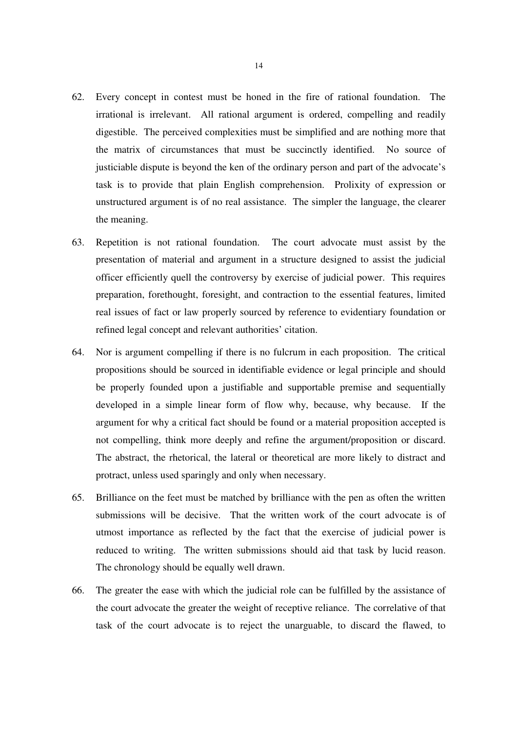62. Every concept in contest must be honed in the fire of rational foundation. The irrational is irrelevant. All rational argument is ordered, compelling and readily digestible. The perceived complexities must be simplified and are nothing more that the matrix of circumstances that must be succinctly identified. No source of justiciable dispute is beyond the ken of the ordinary person and part of the advocate's task is to provide that plain English comprehension. Prolixity of expression or unstructured argument is of no real assistance. The simpler the language, the clearer the meaning.

63. Repetition is not rational foundation. The court advocate must assist by the presentation of material and argument in a structure designed to assist the judicial officer efficiently quell the controversy by exercise of judicial power. This requires preparation, forethought, foresight, and contraction to the essential features, limited real issues of fact or law properly sourced by reference to evidentiary foundation or refined legal concept and relevant authorities' citation.

64. Nor is argument compelling if there is no fulcrum in each proposition. The critical propositions should be sourced in identifiable evidence or legal principle and should be properly founded upon a justifiable and supportable premise and sequentially developed in a simple linear form of flow why, because, why because. If the argument for why a critical fact should be found or a material proposition accepted is not compelling, think more deeply and refine the argument/proposition or discard. The abstract, the rhetorical, the lateral or theoretical are more likely to distract and protract, unless used sparingly and only when necessary.

65. Brilliance on the feet must be matched by brilliance with the pen as often the written submissions will be decisive. That the written work of the court advocate is of utmost importance as reflected by the fact that the exercise of judicial power is reduced to writing. The written submissions should aid that task by lucid reason. The chronology should be equally well drawn.

66. The greater the ease with which the judicial role can be fulfilled by the assistance of the court advocate the greater the weight of receptive reliance. The correlative of that task of the court advocate is to reject the unarguable, to discard the flawed, to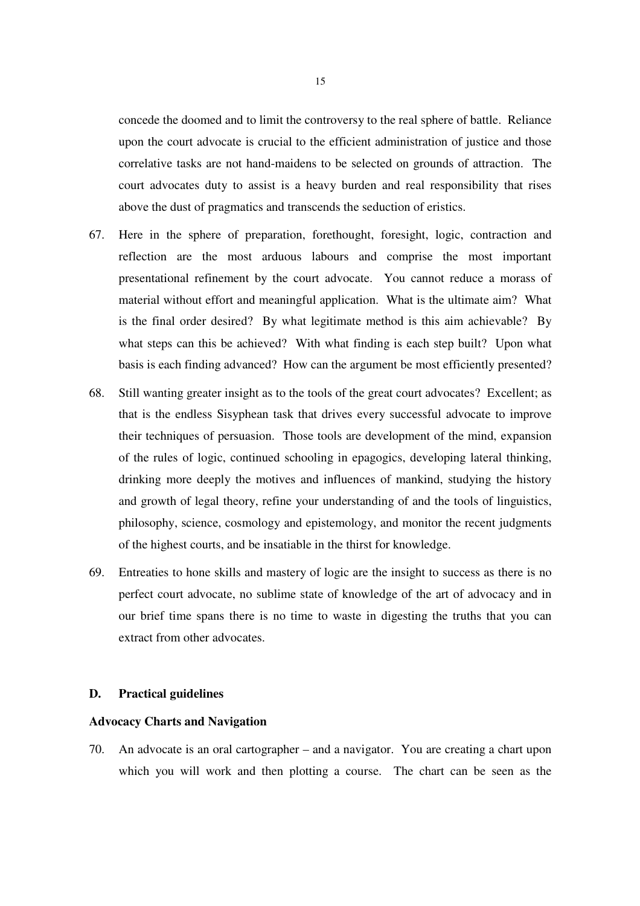concede the doomed and to limit the controversy to the real sphere of battle. Reliance upon the court advocate is crucial to the efficient administration of justice and those correlative tasks are not hand-maidens to be selected on grounds of attraction. The court advocates duty to assist is a heavy burden and real responsibility that rises above the dust of pragmatics and transcends the seduction of eristics.

67. Here in the sphere of preparation, forethought, foresight, logic, contraction and reflection are the most arduous labours and comprise the most important presentational refinement by the court advocate. You cannot reduce a morass of material without effort and meaningful application. What is the ultimate aim? What is the final order desired? By what legitimate method is this aim achievable? By what steps can this be achieved? With what finding is each step built? Upon what basis is each finding advanced? How can the argument be most efficiently presented?

68. Still wanting greater insight as to the tools of the great court advocates? Excellent; as that is the endless Sisyphean task that drives every successful advocate to improve their techniques of persuasion. Those tools are development of the mind, expansion of the rules of logic, continued schooling in epagogics, developing lateral thinking, drinking more deeply the motives and influences of mankind, studying the history and growth of legal theory, refine your understanding of and the tools of linguistics, philosophy, science, cosmology and epistemology, and monitor the recent judgments of the highest courts, and be insatiable in the thirst for knowledge.

69. Entreaties to hone skills and mastery of logic are the insight to success as there is no perfect court advocate, no sublime state of knowledge of the art of advocacy and in our brief time spans there is no time to waste in digesting the truths that you can extract from other advocates.

## D. Practical guidelines

### Advocacy Charts and Navigation

70. An advocate is an oral cartographer – and a navigator. You are creating a chart upon which you will work and then plotting a course. The chart can be seen as the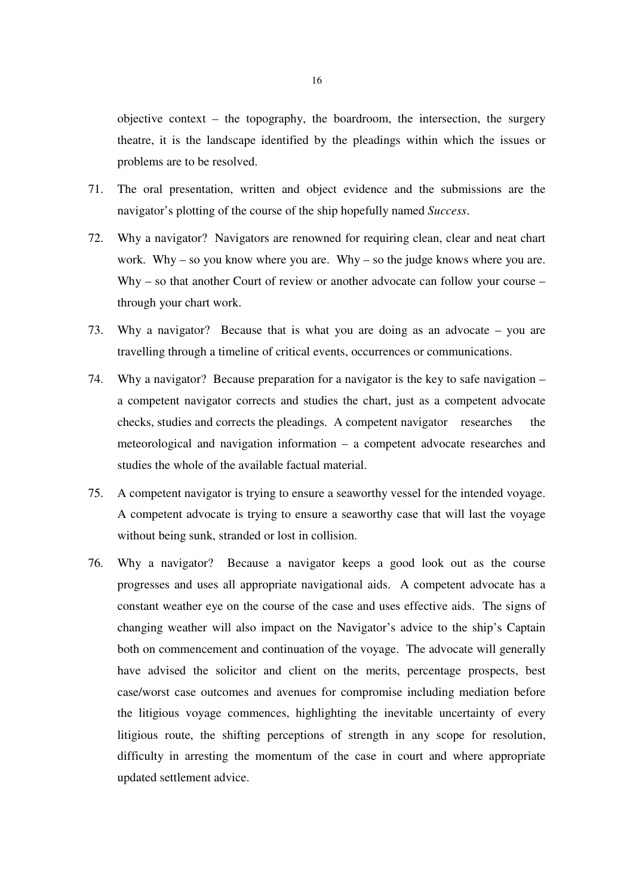objective context – the topography, the boardroom, the intersection, the surgery theatre, it is the landscape identified by the pleadings within which the issues or problems are to be resolved.

71. The oral presentation, written and object evidence and the submissions are the navigator's plotting of the course of the ship hopefully named *Success*.

72. Why a navigator? Navigators are renowned for requiring clean, clear and neat chart work. Why – so you know where you are. Why – so the judge knows where you are. Why – so that another Court of review or another advocate can follow your course – through your chart work.

73. Why a navigator? Because that is what you are doing as an advocate – you are travelling through a timeline of critical events, occurrences or communications.

74. Why a navigator? Because preparation for a navigator is the key to safe navigation – a competent navigator corrects and studies the chart, just as a competent advocate checks, studies and corrects the pleadings. A competent navigator researches the meteorological and navigation information – a competent advocate researches and studies the whole of the available factual material.

75. A competent navigator is trying to ensure a seaworthy vessel for the intended voyage. A competent advocate is trying to ensure a seaworthy case that will last the voyage without being sunk, stranded or lost in collision.

76. Why a navigator? Because a navigator keeps a good look out as the course progresses and uses all appropriate navigational aids. A competent advocate has a constant weather eye on the course of the case and uses effective aids. The signs of changing weather will also impact on the Navigator's advice to the ship's Captain both on commencement and continuation of the voyage. The advocate will generally have advised the solicitor and client on the merits, percentage prospects, best case/worst case outcomes and avenues for compromise including mediation before the litigious voyage commences, highlighting the inevitable uncertainty of every litigious route, the shifting perceptions of strength in any scope for resolution, difficulty in arresting the momentum of the case in court and where appropriate updated settlement advice.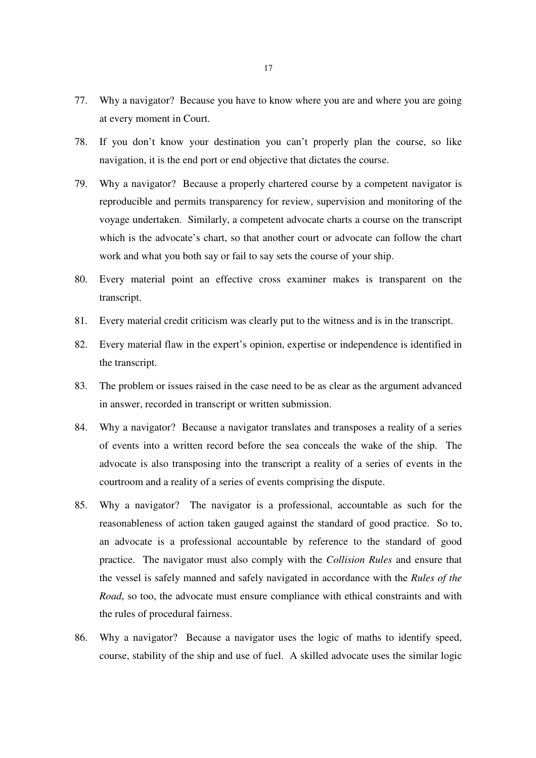77. Why a navigator? Because you have to know where you are and where you are going at every moment in Court.

78. If you don't know your destination you can't properly plan the course, so like navigation, it is the end port or end objective that dictates the course.

79. Why a navigator? Because a properly chartered course by a competent navigator is reproducible and permits transparency for review, supervision and monitoring of the voyage undertaken. Similarly, a competent advocate charts a course on the transcript which is the advocate's chart, so that another court or advocate can follow the chart work and what you both say or fail to say sets the course of your ship.

80. Every material point an effective cross examiner makes is transparent on the transcript.

81. Every material credit criticism was clearly put to the witness and is in the transcript.

82. Every material flaw in the expert's opinion, expertise or independence is identified in the transcript.

83. The problem or issues raised in the case need to be as clear as the argument advanced in answer, recorded in transcript or written submission.

84. Why a navigator? Because a navigator translates and transposes a reality of a series of events into a written record before the sea conceals the wake of the ship. The advocate is also transposing into the transcript a reality of a series of events in the courtroom and a reality of a series of events comprising the dispute.

85. Why a navigator? The navigator is a professional, accountable as such for the reasonableness of action taken gauged against the standard of good practice. So to, an advocate is a professional accountable by reference to the standard of good practice. The navigator must also comply with the *Collision Rules* and ensure that the vessel is safely manned and safely navigated in accordance with the *Rules of the Road*, so too, the advocate must ensure compliance with ethical constraints and with the rules of procedural fairness.

86. Why a navigator? Because a navigator uses the logic of maths to identify speed, course, stability of the ship and use of fuel. A skilled advocate uses the similar logic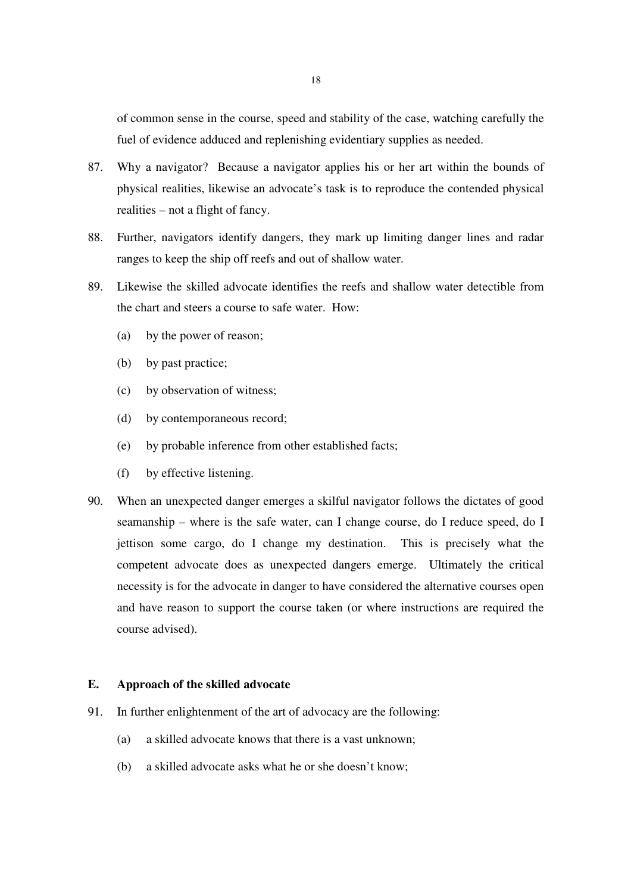of common sense in the course, speed and stability of the case, watching carefully the fuel of evidence adduced and replenishing evidentiary supplies as needed.

87. Why a navigator? Because a navigator applies his or her art within the bounds of physical realities, likewise an advocate's task is to reproduce the contended physical realities – not a flight of fancy.

88. Further, navigators identify dangers, they mark up limiting danger lines and radar ranges to keep the ship off reefs and out of shallow water.

89. Likewise the skilled advocate identifies the reefs and shallow water detectible from the chart and steers a course to safe water. How:

    (a) by the power of reason;

    (b) by past practice;

    (c) by observation of witness;

    (d) by contemporaneous record;

    (e) by probable inference from other established facts;

    (f) by effective listening.

90. When an unexpected danger emerges a skilful navigator follows the dictates of good seamanship – where is the safe water, can I change course, do I reduce speed, do I jettison some cargo, do I change my destination. This is precisely what the competent advocate does as unexpected dangers emerge. Ultimately the critical necessity is for the advocate in danger to have considered the alternative courses open and have reason to support the course taken (or where instructions are required the course advised).

## E. Approach of the skilled advocate

91. In further enlightenment of the art of advocacy are the following:

    (a) a skilled advocate knows that there is a vast unknown;

    (b) a skilled advocate asks what he or she doesn't know;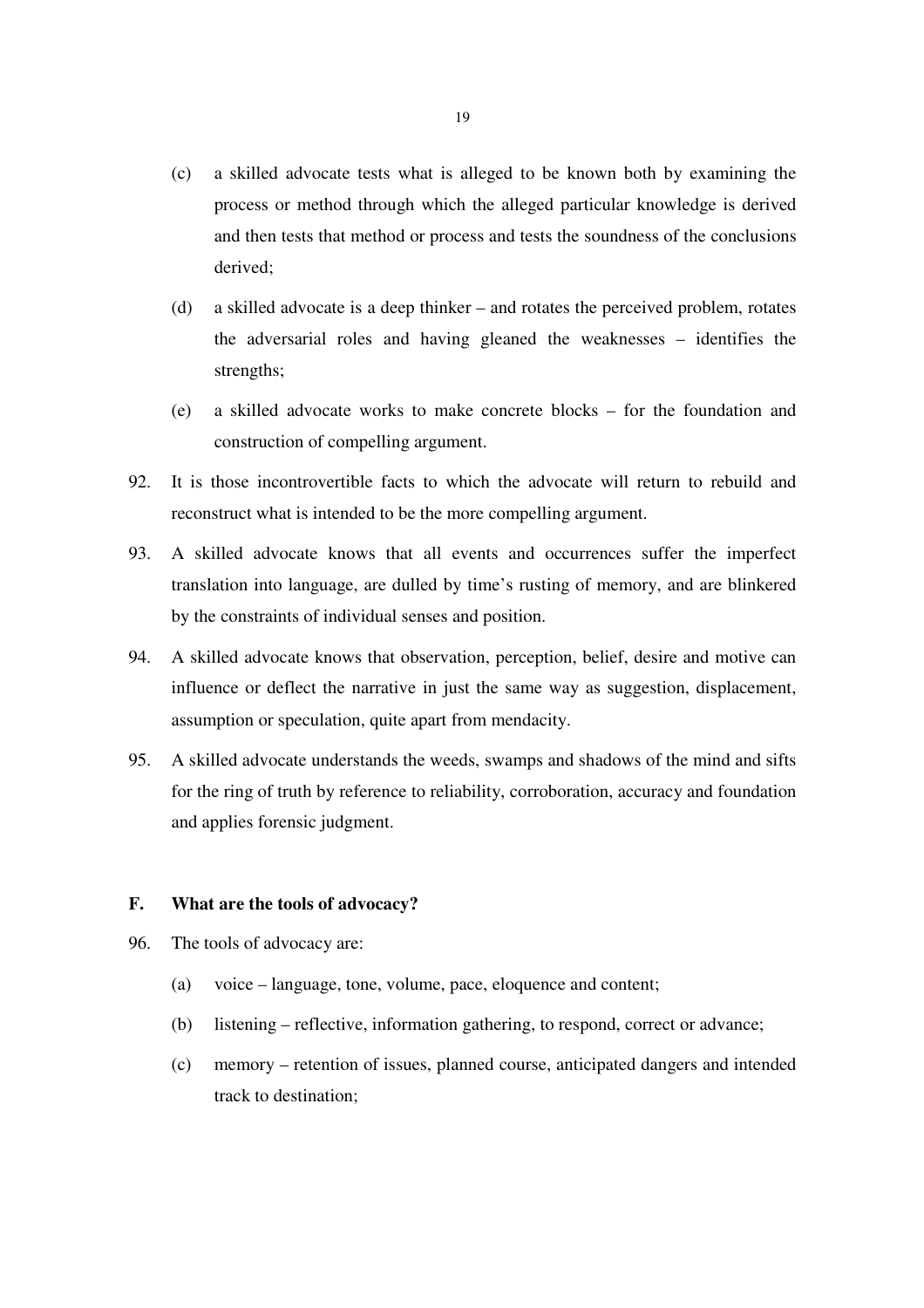(c) a skilled advocate tests what is alleged to be known both by examining the process or method through which the alleged particular knowledge is derived and then tests that method or process and tests the soundness of the conclusions derived;

(d) a skilled advocate is a deep thinker – and rotates the perceived problem, rotates the adversarial roles and having gleaned the weaknesses – identifies the strengths;

(e) a skilled advocate works to make concrete blocks – for the foundation and construction of compelling argument.

92. It is those incontrovertible facts to which the advocate will return to rebuild and reconstruct what is intended to be the more compelling argument.

93. A skilled advocate knows that all events and occurrences suffer the imperfect translation into language, are dulled by time's rusting of memory, and are blinkered by the constraints of individual senses and position.

94. A skilled advocate knows that observation, perception, belief, desire and motive can influence or deflect the narrative in just the same way as suggestion, displacement, assumption or speculation, quite apart from mendacity.

95. A skilled advocate understands the weeds, swamps and shadows of the mind and sifts for the ring of truth by reference to reliability, corroboration, accuracy and foundation and applies forensic judgment.

## F. What are the tools of advocacy?

96. The tools of advocacy are:

(a) voice – language, tone, volume, pace, eloquence and content;

(b) listening – reflective, information gathering, to respond, correct or advance;

(c) memory – retention of issues, planned course, anticipated dangers and intended track to destination;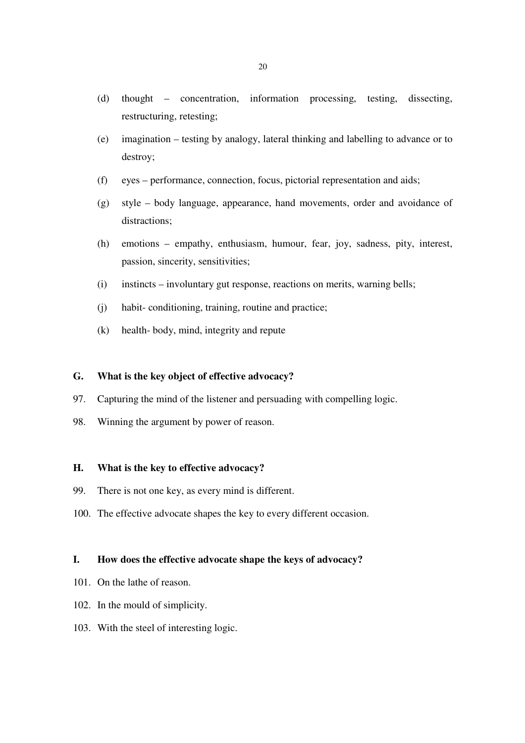(d) thought – concentration, information processing, testing, dissecting, restructuring, retesting;

(e) imagination – testing by analogy, lateral thinking and labelling to advance or to destroy;

(f) eyes – performance, connection, focus, pictorial representation and aids;

(g) style – body language, appearance, hand movements, order and avoidance of distractions;

(h) emotions – empathy, enthusiasm, humour, fear, joy, sadness, pity, interest, passion, sincerity, sensitivities;

(i) instincts – involuntary gut response, reactions on merits, warning bells;

(j) habit- conditioning, training, routine and practice;

(k) health- body, mind, integrity and repute

**G. What is the key object of effective advocacy?**

97. Capturing the mind of the listener and persuading with compelling logic.

98. Winning the argument by power of reason.

**H. What is the key to effective advocacy?**

99. There is not one key, as every mind is different.

100. The effective advocate shapes the key to every different occasion.

**I. How does the effective advocate shape the keys of advocacy?**

101. On the lathe of reason.

102. In the mould of simplicity.

103. With the steel of interesting logic.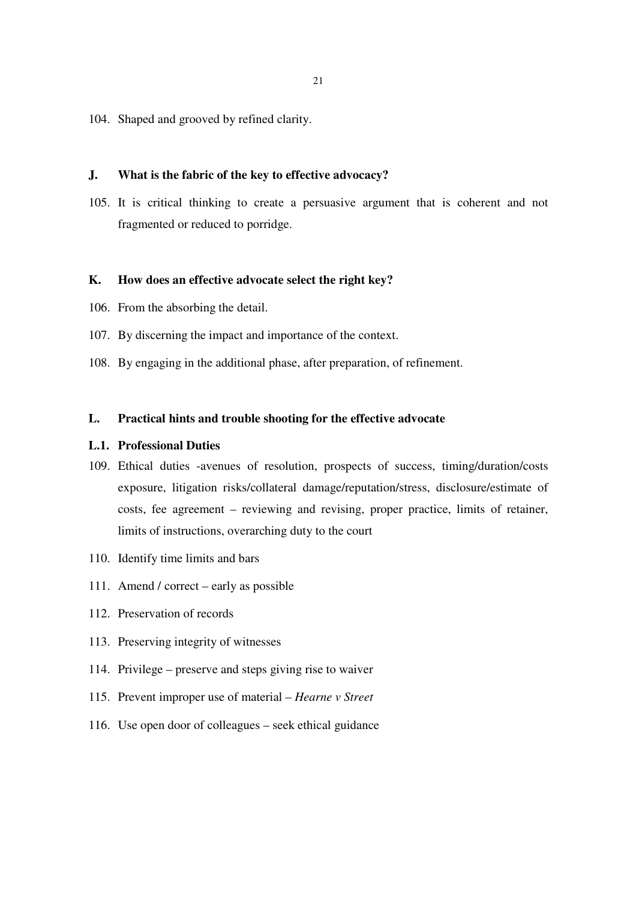104. Shaped and grooved by refined clarity.

## J. What is the fabric of the key to effective advocacy?

105. It is critical thinking to create a persuasive argument that is coherent and not fragmented or reduced to porridge.

## K. How does an effective advocate select the right key?

106. From the absorbing the detail.

107. By discerning the impact and importance of the context.

108. By engaging in the additional phase, after preparation, of refinement.

## L. Practical hints and trouble shooting for the effective advocate

### L.1. Professional Duties

109. Ethical duties -avenues of resolution, prospects of success, timing/duration/costs exposure, litigation risks/collateral damage/reputation/stress, disclosure/estimate of costs, fee agreement – reviewing and revising, proper practice, limits of retainer, limits of instructions, overarching duty to the court

110. Identify time limits and bars

111. Amend / correct – early as possible

112. Preservation of records

113. Preserving integrity of witnesses

114. Privilege – preserve and steps giving rise to waiver

115. Prevent improper use of material – *Hearne v Street*

116. Use open door of colleagues – seek ethical guidance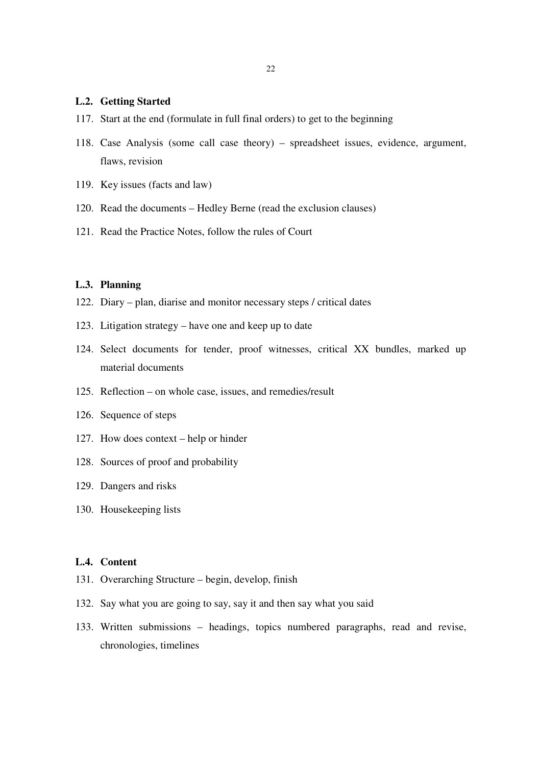### L.2. Getting Started

117. Start at the end (formulate in full final orders) to get to the beginning
118. Case Analysis (some call case theory) – spreadsheet issues, evidence, argument, flaws, revision
119. Key issues (facts and law)
120. Read the documents – Hedley Berne (read the exclusion clauses)
121. Read the Practice Notes, follow the rules of Court

### L.3. Planning

122. Diary – plan, diarise and monitor necessary steps / critical dates
123. Litigation strategy – have one and keep up to date
124. Select documents for tender, proof witnesses, critical XX bundles, marked up material documents
125. Reflection – on whole case, issues, and remedies/result
126. Sequence of steps
127. How does context – help or hinder
128. Sources of proof and probability
129. Dangers and risks
130. Housekeeping lists

### L.4. Content

131. Overarching Structure – begin, develop, finish
132. Say what you are going to say, say it and then say what you said
133. Written submissions – headings, topics numbered paragraphs, read and revise, chronologies, timelines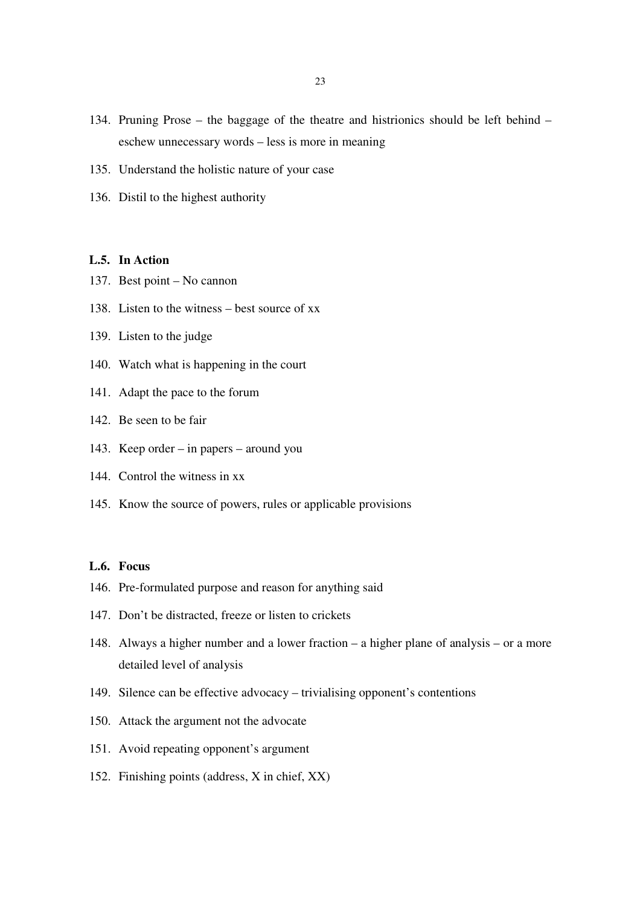134. Pruning Prose – the baggage of the theatre and histrionics should be left behind – eschew unnecessary words – less is more in meaning
135. Understand the holistic nature of your case
136. Distil to the highest authority

### L.5. In Action

137. Best point – No cannon
138. Listen to the witness – best source of xx
139. Listen to the judge
140. Watch what is happening in the court
141. Adapt the pace to the forum
142. Be seen to be fair
143. Keep order – in papers – around you
144. Control the witness in xx
145. Know the source of powers, rules or applicable provisions

### L.6. Focus

146. Pre-formulated purpose and reason for anything said
147. Don't be distracted, freeze or listen to crickets
148. Always a higher number and a lower fraction – a higher plane of analysis – or a more detailed level of analysis
149. Silence can be effective advocacy – trivialising opponent's contentions
150. Attack the argument not the advocate
151. Avoid repeating opponent's argument
152. Finishing points (address, X in chief, XX)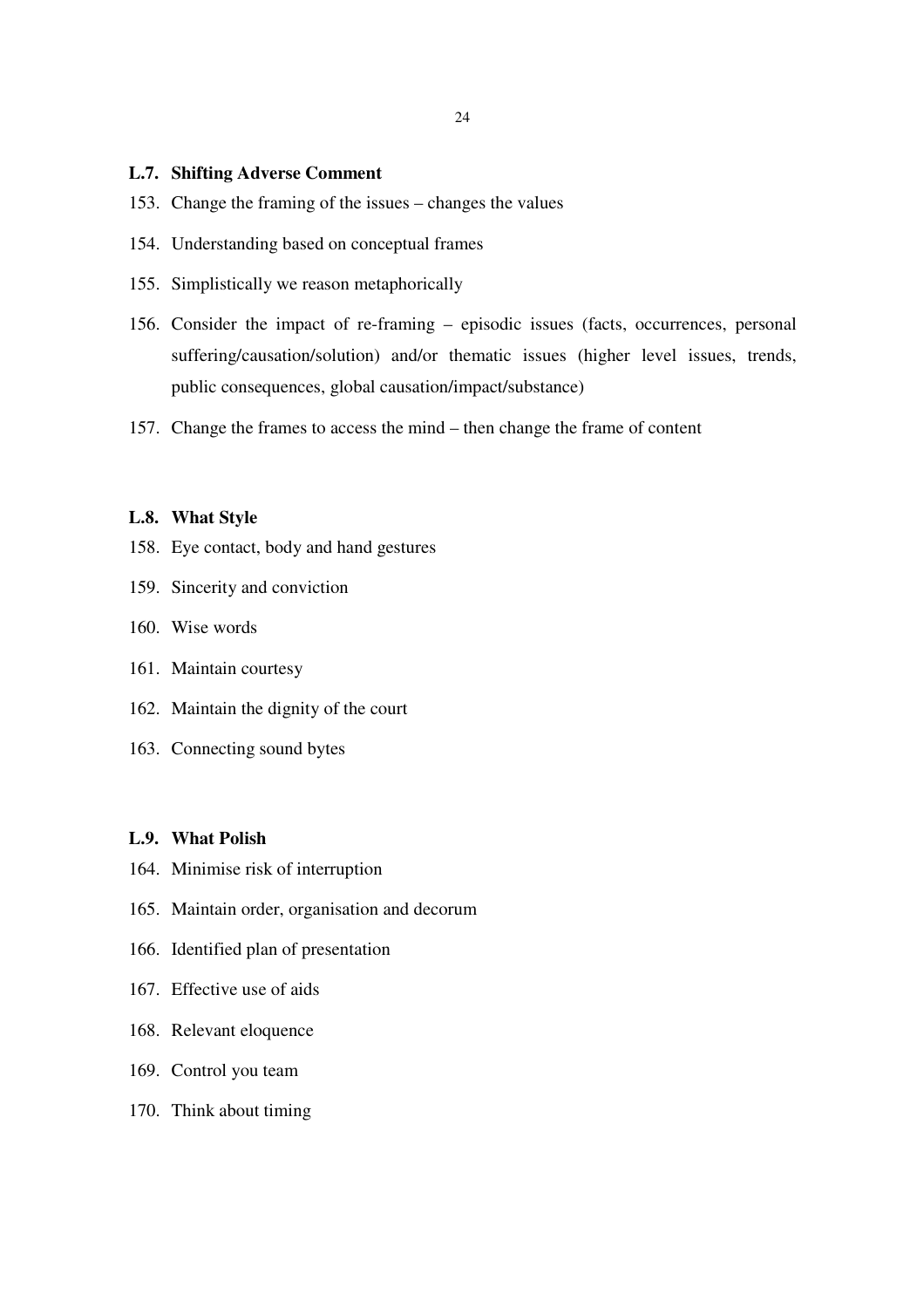### L.7. Shifting Adverse Comment

153. Change the framing of the issues – changes the values
154. Understanding based on conceptual frames
155. Simplistically we reason metaphorically
156. Consider the impact of re-framing – episodic issues (facts, occurrences, personal suffering/causation/solution) and/or thematic issues (higher level issues, trends, public consequences, global causation/impact/substance)
157. Change the frames to access the mind – then change the frame of content

### L.8. What Style

158. Eye contact, body and hand gestures
159. Sincerity and conviction
160. Wise words
161. Maintain courtesy
162. Maintain the dignity of the court
163. Connecting sound bytes

### L.9. What Polish

164. Minimise risk of interruption
165. Maintain order, organisation and decorum
166. Identified plan of presentation
167. Effective use of aids
168. Relevant eloquence
169. Control you team
170. Think about timing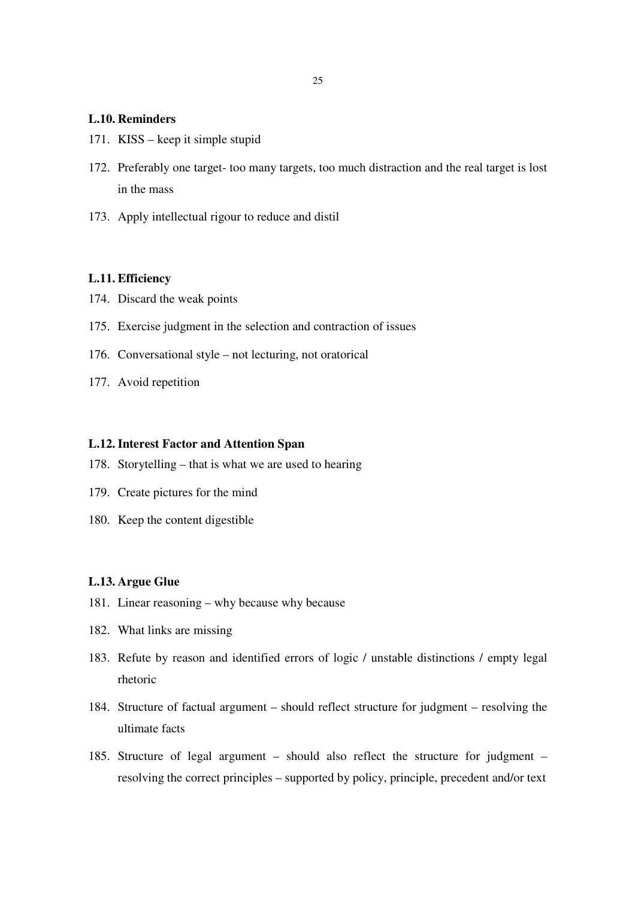### L.10. Reminders

171. KISS – keep it simple stupid
172. Preferably one target- too many targets, too much distraction and the real target is lost in the mass
173. Apply intellectual rigour to reduce and distil

### L.11. Efficiency

174. Discard the weak points
175. Exercise judgment in the selection and contraction of issues
176. Conversational style – not lecturing, not oratorical
177. Avoid repetition

### L.12. Interest Factor and Attention Span

178. Storytelling – that is what we are used to hearing
179. Create pictures for the mind
180. Keep the content digestible

### L.13. Argue Glue

181. Linear reasoning – why because why because
182. What links are missing
183. Refute by reason and identified errors of logic / unstable distinctions / empty legal rhetoric
184. Structure of factual argument – should reflect structure for judgment – resolving the ultimate facts
185. Structure of legal argument – should also reflect the structure for judgment – resolving the correct principles – supported by policy, principle, precedent and/or text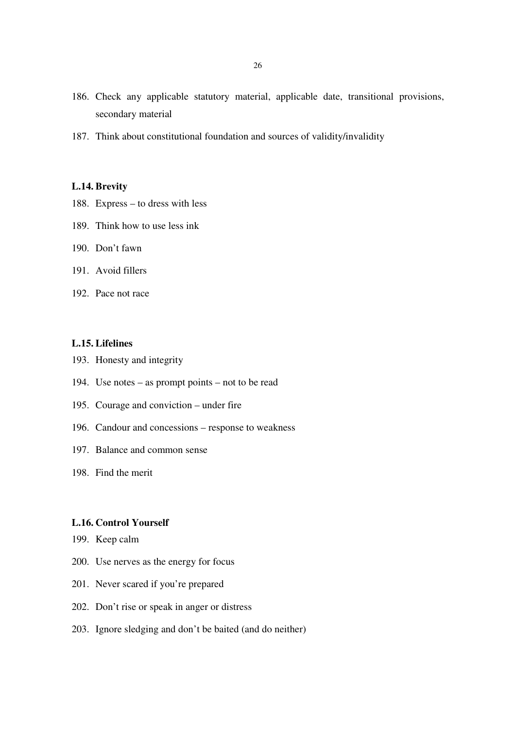186. Check any applicable statutory material, applicable date, transitional provisions, secondary material
187. Think about constitutional foundation and sources of validity/invalidity

### L.14. Brevity

188. Express – to dress with less
189. Think how to use less ink
190. Don't fawn
191. Avoid fillers
192. Pace not race

### L.15. Lifelines

193. Honesty and integrity
194. Use notes – as prompt points – not to be read
195. Courage and conviction – under fire
196. Candour and concessions – response to weakness
197. Balance and common sense
198. Find the merit

### L.16. Control Yourself

199. Keep calm
200. Use nerves as the energy for focus
201. Never scared if you're prepared
202. Don't rise or speak in anger or distress
203. Ignore sledging and don't be baited (and do neither)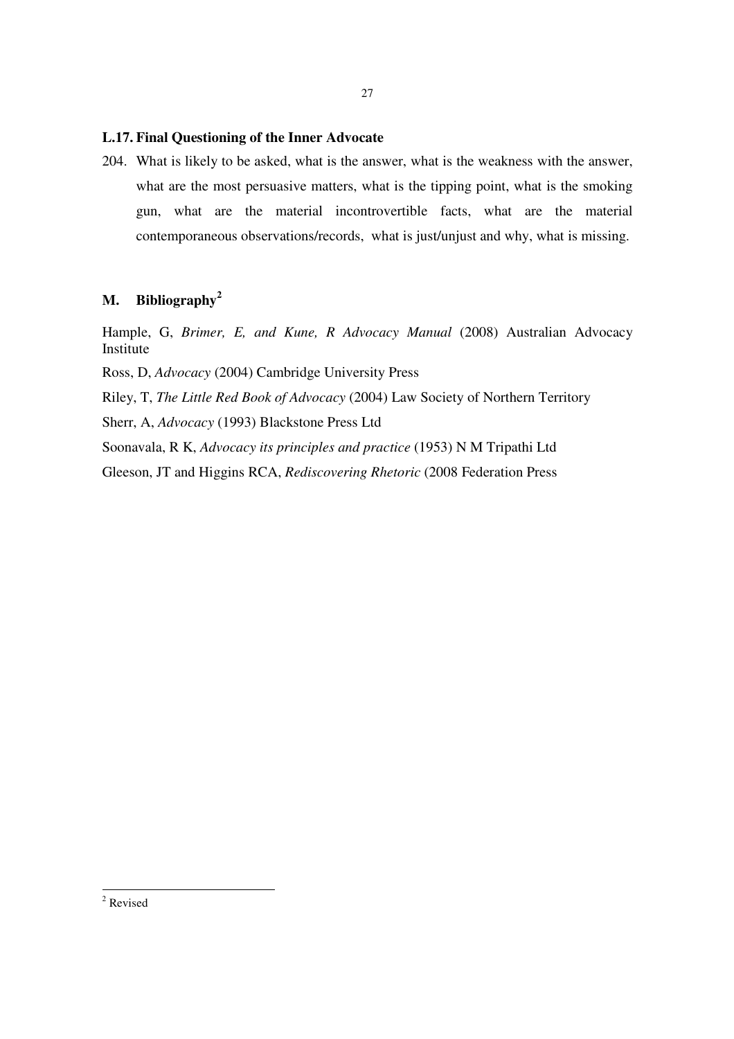### L.17. Final Questioning of the Inner Advocate

204. What is likely to be asked, what is the answer, what is the weakness with the answer, what are the most persuasive matters, what is the tipping point, what is the smoking gun, what are the material incontrovertible facts, what are the material contemporaneous observations/records, what is just/unjust and why, what is missing.

## M. Bibliography[2]

Hample, G, *Brimer, E, and Kune, R Advocacy Manual* (2008) Australian Advocacy Institute

Ross, D, *Advocacy* (2004) Cambridge University Press

Riley, T, *The Little Red Book of Advocacy* (2004) Law Society of Northern Territory

Sherr, A, *Advocacy* (1993) Blackstone Press Ltd

Soonavala, R K, *Advocacy its principles and practice* (1953) N M Tripathi Ltd

Gleeson, JT and Higgins RCA, *Rediscovering Rhetoric* (2008 Federation Press

---

[2] Revised